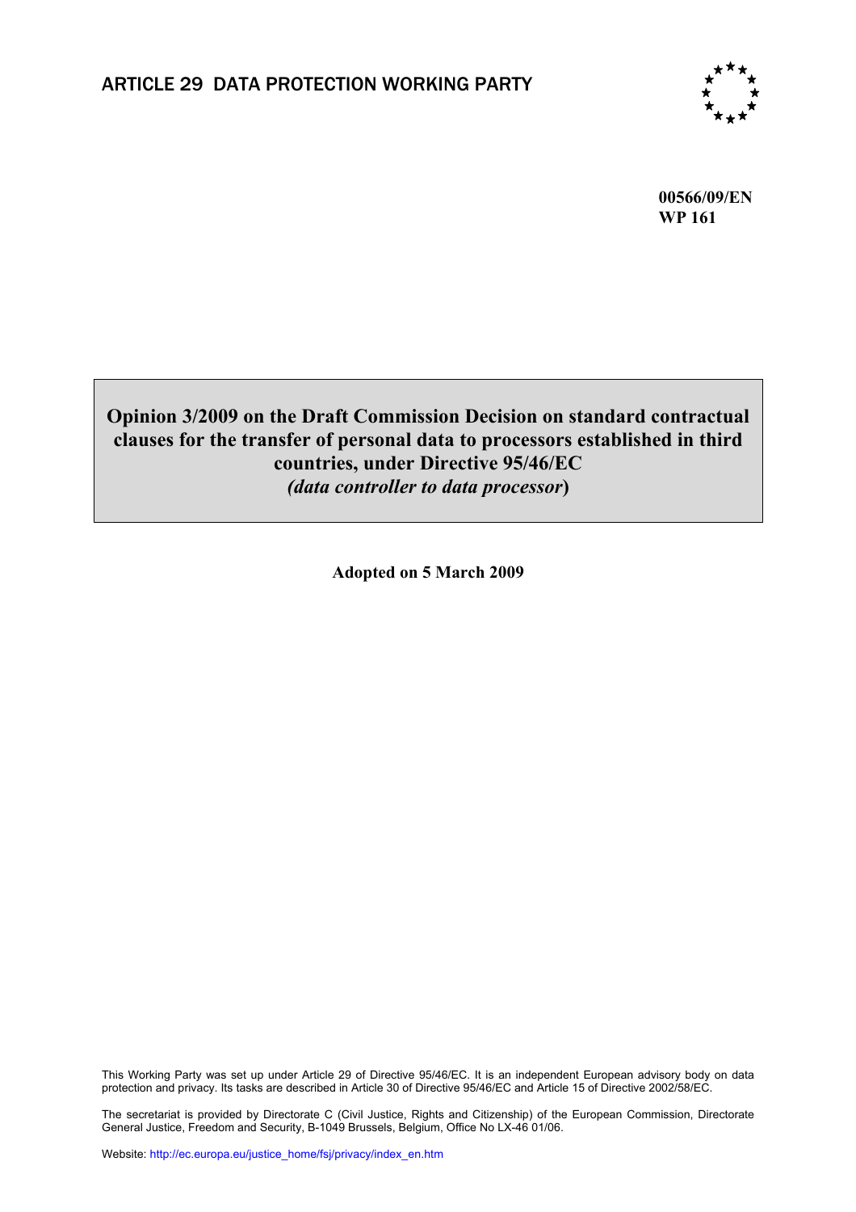# ARTICLE 29 DATA PROTECTION WORKING PARTY

**00566/09/EN**
**WP 161**

**Opinion 3/2009 on the Draft Commission Decision on standard contractual clauses for the transfer of personal data to processors established in third countries, under Directive 95/46/EC**
***(data controller to data processor)***

**Adopted on 5 March 2009**

This Working Party was set up under Article 29 of Directive 95/46/EC. It is an independent European advisory body on data protection and privacy. Its tasks are described in Article 30 of Directive 95/46/EC and Article 15 of Directive 2002/58/EC.

The secretariat is provided by Directorate C (Civil Justice, Rights and Citizenship) of the European Commission, Directorate General Justice, Freedom and Security, B-1049 Brussels, Belgium, Office No LX-46 01/06.

Website: http://ec.europa.eu/justice_home/fsj/privacy/index_en.htm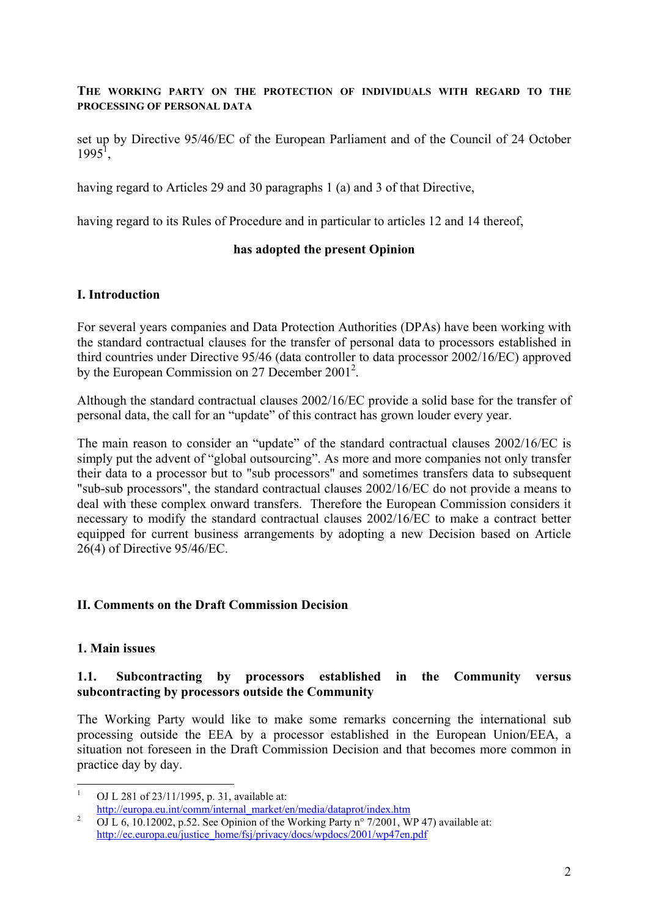**THE WORKING PARTY ON THE PROTECTION OF INDIVIDUALS WITH REGARD TO THE PROCESSING OF PERSONAL DATA**

set up by Directive 95/46/EC of the European Parliament and of the Council of 24 October 1995[1],

having regard to Articles 29 and 30 paragraphs 1 (a) and 3 of that Directive,

having regard to its Rules of Procedure and in particular to articles 12 and 14 thereof,

**has adopted the present Opinion**

## I. Introduction

For several years companies and Data Protection Authorities (DPAs) have been working with the standard contractual clauses for the transfer of personal data to processors established in third countries under Directive 95/46 (data controller to data processor 2002/16/EC) approved by the European Commission on 27 December 2001[2].

Although the standard contractual clauses 2002/16/EC provide a solid base for the transfer of personal data, the call for an "update" of this contract has grown louder every year.

The main reason to consider an "update" of the standard contractual clauses 2002/16/EC is simply put the advent of "global outsourcing". As more and more companies not only transfer their data to a processor but to "sub processors" and sometimes transfers data to subsequent "sub-sub processors", the standard contractual clauses 2002/16/EC do not provide a means to deal with these complex onward transfers. Therefore the European Commission considers it necessary to modify the standard contractual clauses 2002/16/EC to make a contract better equipped for current business arrangements by adopting a new Decision based on Article 26(4) of Directive 95/46/EC.

## II. Comments on the Draft Commission Decision

### 1. Main issues

#### 1.1. Subcontracting by processors established in the Community versus subcontracting by processors outside the Community

The Working Party would like to make some remarks concerning the international sub processing outside the EEA by a processor established in the European Union/EEA, a situation not foreseen in the Draft Commission Decision and that becomes more common in practice day by day.

---

[1] OJ L 281 of 23/11/1995, p. 31, available at: http://europa.eu.int/comm/internal_market/en/media/dataprot/index.htm

[2] OJ L 6, 10.12002, p.52. See Opinion of the Working Party n° 7/2001, WP 47) available at: http://ec.europa.eu/justice_home/fsj/privacy/docs/wpdocs/2001/wp47en.pdf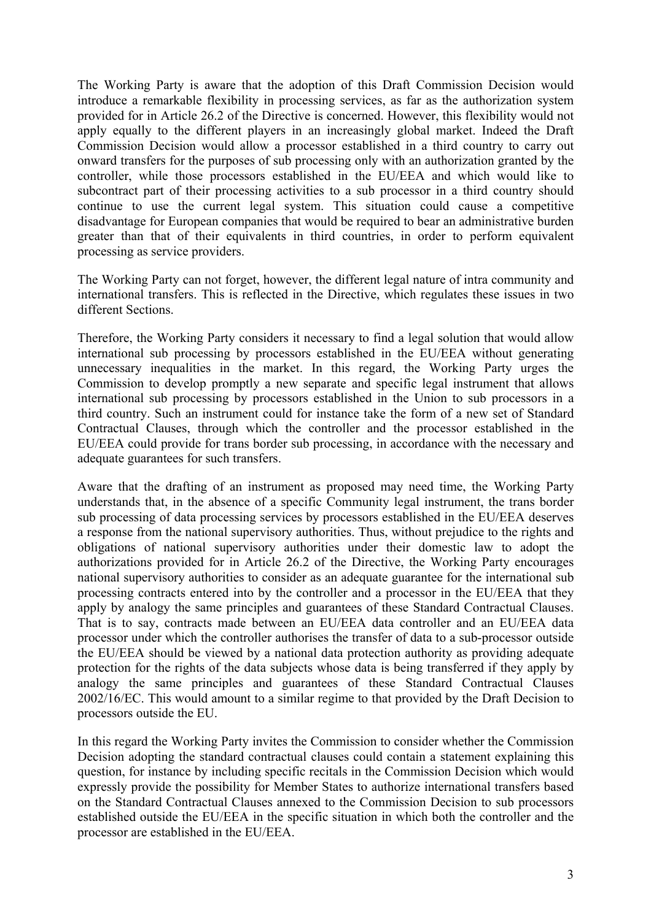The Working Party is aware that the adoption of this Draft Commission Decision would introduce a remarkable flexibility in processing services, as far as the authorization system provided for in Article 26.2 of the Directive is concerned. However, this flexibility would not apply equally to the different players in an increasingly global market. Indeed the Draft Commission Decision would allow a processor established in a third country to carry out onward transfers for the purposes of sub processing only with an authorization granted by the controller, while those processors established in the EU/EEA and which would like to subcontract part of their processing activities to a sub processor in a third country should continue to use the current legal system. This situation could cause a competitive disadvantage for European companies that would be required to bear an administrative burden greater than that of their equivalents in third countries, in order to perform equivalent processing as service providers.

The Working Party can not forget, however, the different legal nature of intra community and international transfers. This is reflected in the Directive, which regulates these issues in two different Sections.

Therefore, the Working Party considers it necessary to find a legal solution that would allow international sub processing by processors established in the EU/EEA without generating unnecessary inequalities in the market. In this regard, the Working Party urges the Commission to develop promptly a new separate and specific legal instrument that allows international sub processing by processors established in the Union to sub processors in a third country. Such an instrument could for instance take the form of a new set of Standard Contractual Clauses, through which the controller and the processor established in the EU/EEA could provide for trans border sub processing, in accordance with the necessary and adequate guarantees for such transfers.

Aware that the drafting of an instrument as proposed may need time, the Working Party understands that, in the absence of a specific Community legal instrument, the trans border sub processing of data processing services by processors established in the EU/EEA deserves a response from the national supervisory authorities. Thus, without prejudice to the rights and obligations of national supervisory authorities under their domestic law to adopt the authorizations provided for in Article 26.2 of the Directive, the Working Party encourages national supervisory authorities to consider as an adequate guarantee for the international sub processing contracts entered into by the controller and a processor in the EU/EEA that they apply by analogy the same principles and guarantees of these Standard Contractual Clauses. That is to say, contracts made between an EU/EEA data controller and an EU/EEA data processor under which the controller authorises the transfer of data to a sub-processor outside the EU/EEA should be viewed by a national data protection authority as providing adequate protection for the rights of the data subjects whose data is being transferred if they apply by analogy the same principles and guarantees of these Standard Contractual Clauses 2002/16/EC. This would amount to a similar regime to that provided by the Draft Decision to processors outside the EU.

In this regard the Working Party invites the Commission to consider whether the Commission Decision adopting the standard contractual clauses could contain a statement explaining this question, for instance by including specific recitals in the Commission Decision which would expressly provide the possibility for Member States to authorize international transfers based on the Standard Contractual Clauses annexed to the Commission Decision to sub processors established outside the EU/EEA in the specific situation in which both the controller and the processor are established in the EU/EEA.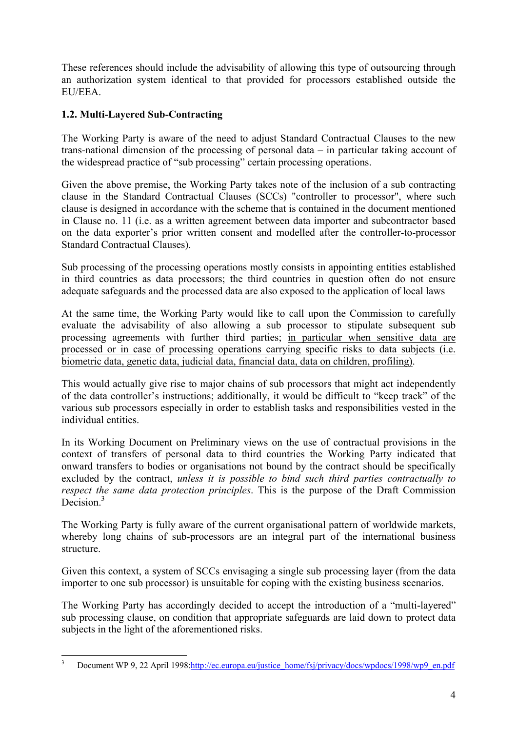These references should include the advisability of allowing this type of outsourcing through an authorization system identical to that provided for processors established outside the EU/EEA.

### 1.2. Multi-Layered Sub-Contracting

The Working Party is aware of the need to adjust Standard Contractual Clauses to the new trans-national dimension of the processing of personal data – in particular taking account of the widespread practice of "sub processing" certain processing operations.

Given the above premise, the Working Party takes note of the inclusion of a sub contracting clause in the Standard Contractual Clauses (SCCs) "controller to processor", where such clause is designed in accordance with the scheme that is contained in the document mentioned in Clause no. 11 (i.e. as a written agreement between data importer and subcontractor based on the data exporter's prior written consent and modelled after the controller-to-processor Standard Contractual Clauses).

Sub processing of the processing operations mostly consists in appointing entities established in third countries as data processors; the third countries in question often do not ensure adequate safeguards and the processed data are also exposed to the application of local laws

At the same time, the Working Party would like to call upon the Commission to carefully evaluate the advisability of also allowing a sub processor to stipulate subsequent sub processing agreements with further third parties; <u>in particular when sensitive data are processed or in case of processing operations carrying specific risks to data subjects (i.e. biometric data, genetic data, judicial data, financial data, data on children, profiling)</u>.

This would actually give rise to major chains of sub processors that might act independently of the data controller's instructions; additionally, it would be difficult to "keep track" of the various sub processors especially in order to establish tasks and responsibilities vested in the individual entities.

In its Working Document on Preliminary views on the use of contractual provisions in the context of transfers of personal data to third countries the Working Party indicated that onward transfers to bodies or organisations not bound by the contract should be specifically excluded by the contract, *unless it is possible to bind such third parties contractually to respect the same data protection principles*. This is the purpose of the Draft Commission Decision.[3]

The Working Party is fully aware of the current organisational pattern of worldwide markets, whereby long chains of sub-processors are an integral part of the international business structure.

Given this context, a system of SCCs envisaging a single sub processing layer (from the data importer to one sub processor) is unsuitable for coping with the existing business scenarios.

The Working Party has accordingly decided to accept the introduction of a "multi-layered" sub processing clause, on condition that appropriate safeguards are laid down to protect data subjects in the light of the aforementioned risks.

---

[3] Document WP 9, 22 April 1998:http://ec.europa.eu/justice_home/fsj/privacy/docs/wpdocs/1998/wp9_en.pdf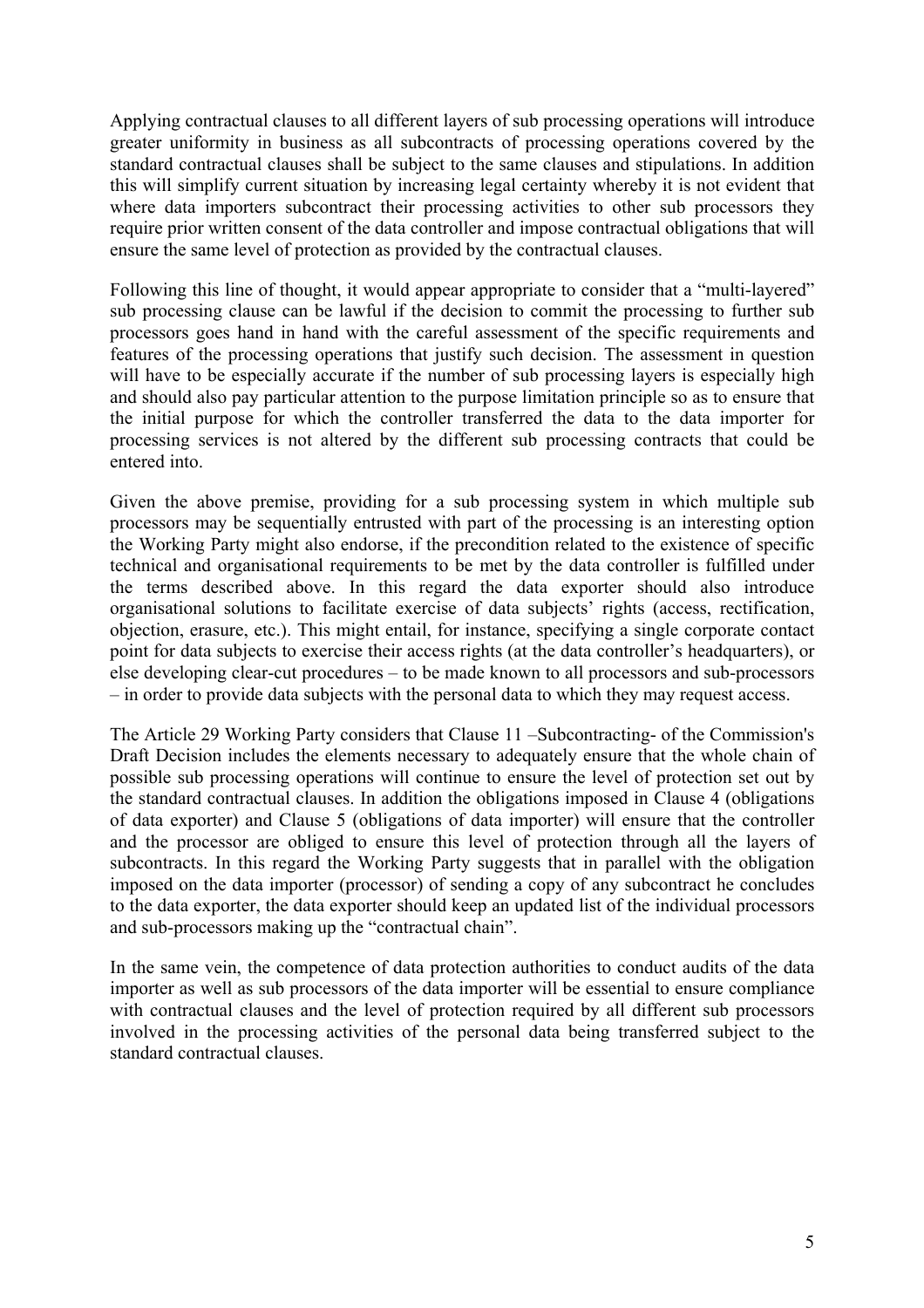Applying contractual clauses to all different layers of sub processing operations will introduce greater uniformity in business as all subcontracts of processing operations covered by the standard contractual clauses shall be subject to the same clauses and stipulations. In addition this will simplify current situation by increasing legal certainty whereby it is not evident that where data importers subcontract their processing activities to other sub processors they require prior written consent of the data controller and impose contractual obligations that will ensure the same level of protection as provided by the contractual clauses.

Following this line of thought, it would appear appropriate to consider that a "multi-layered" sub processing clause can be lawful if the decision to commit the processing to further sub processors goes hand in hand with the careful assessment of the specific requirements and features of the processing operations that justify such decision. The assessment in question will have to be especially accurate if the number of sub processing layers is especially high and should also pay particular attention to the purpose limitation principle so as to ensure that the initial purpose for which the controller transferred the data to the data importer for processing services is not altered by the different sub processing contracts that could be entered into.

Given the above premise, providing for a sub processing system in which multiple sub processors may be sequentially entrusted with part of the processing is an interesting option the Working Party might also endorse, if the precondition related to the existence of specific technical and organisational requirements to be met by the data controller is fulfilled under the terms described above. In this regard the data exporter should also introduce organisational solutions to facilitate exercise of data subjects' rights (access, rectification, objection, erasure, etc.). This might entail, for instance, specifying a single corporate contact point for data subjects to exercise their access rights (at the data controller's headquarters), or else developing clear-cut procedures – to be made known to all processors and sub-processors – in order to provide data subjects with the personal data to which they may request access.

The Article 29 Working Party considers that Clause 11 –Subcontracting- of the Commission's Draft Decision includes the elements necessary to adequately ensure that the whole chain of possible sub processing operations will continue to ensure the level of protection set out by the standard contractual clauses. In addition the obligations imposed in Clause 4 (obligations of data exporter) and Clause 5 (obligations of data importer) will ensure that the controller and the processor are obliged to ensure this level of protection through all the layers of subcontracts. In this regard the Working Party suggests that in parallel with the obligation imposed on the data importer (processor) of sending a copy of any subcontract he concludes to the data exporter, the data exporter should keep an updated list of the individual processors and sub-processors making up the "contractual chain".

In the same vein, the competence of data protection authorities to conduct audits of the data importer as well as sub processors of the data importer will be essential to ensure compliance with contractual clauses and the level of protection required by all different sub processors involved in the processing activities of the personal data being transferred subject to the standard contractual clauses.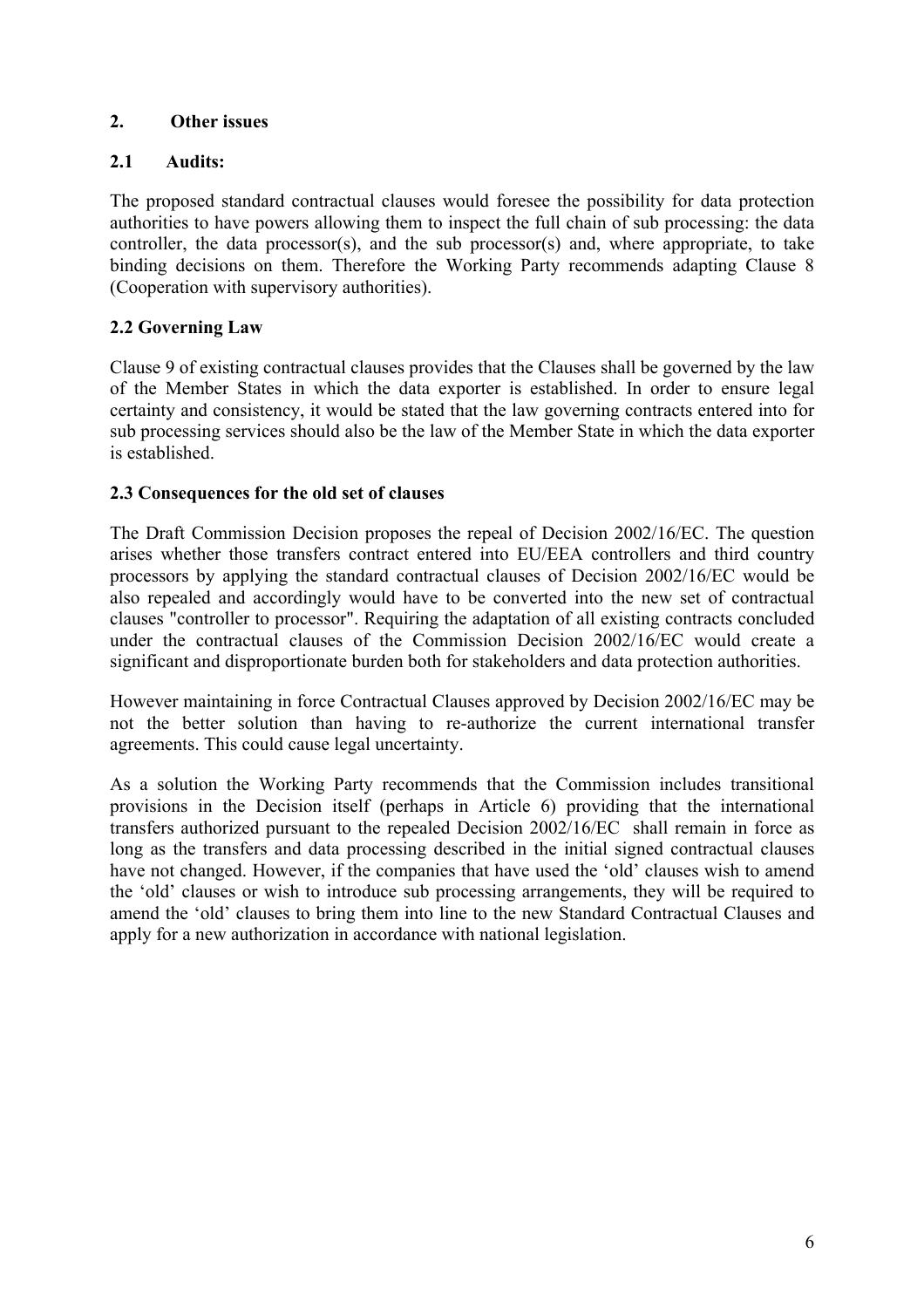## 2. Other issues

### 2.1 Audits:

The proposed standard contractual clauses would foresee the possibility for data protection authorities to have powers allowing them to inspect the full chain of sub processing: the data controller, the data processor(s), and the sub processor(s) and, where appropriate, to take binding decisions on them. Therefore the Working Party recommends adapting Clause 8 (Cooperation with supervisory authorities).

### 2.2 Governing Law

Clause 9 of existing contractual clauses provides that the Clauses shall be governed by the law of the Member States in which the data exporter is established. In order to ensure legal certainty and consistency, it would be stated that the law governing contracts entered into for sub processing services should also be the law of the Member State in which the data exporter is established.

### 2.3 Consequences for the old set of clauses

The Draft Commission Decision proposes the repeal of Decision 2002/16/EC. The question arises whether those transfers contract entered into EU/EEA controllers and third country processors by applying the standard contractual clauses of Decision 2002/16/EC would be also repealed and accordingly would have to be converted into the new set of contractual clauses "controller to processor". Requiring the adaptation of all existing contracts concluded under the contractual clauses of the Commission Decision 2002/16/EC would create a significant and disproportionate burden both for stakeholders and data protection authorities.

However maintaining in force Contractual Clauses approved by Decision 2002/16/EC may be not the better solution than having to re-authorize the current international transfer agreements. This could cause legal uncertainty.

As a solution the Working Party recommends that the Commission includes transitional provisions in the Decision itself (perhaps in Article 6) providing that the international transfers authorized pursuant to the repealed Decision 2002/16/EC shall remain in force as long as the transfers and data processing described in the initial signed contractual clauses have not changed. However, if the companies that have used the 'old' clauses wish to amend the 'old' clauses or wish to introduce sub processing arrangements, they will be required to amend the 'old' clauses to bring them into line to the new Standard Contractual Clauses and apply for a new authorization in accordance with national legislation.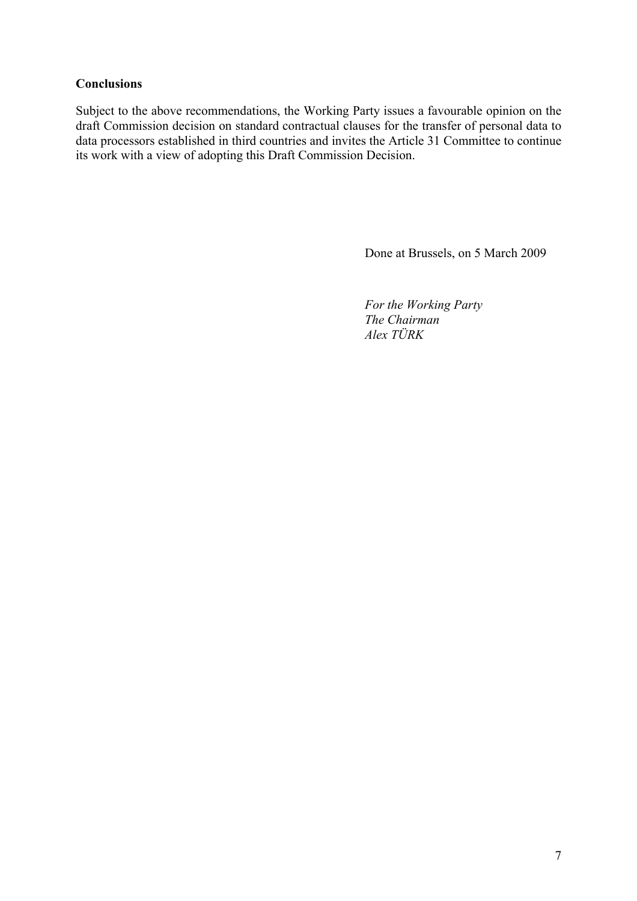**Conclusions**

Subject to the above recommendations, the Working Party issues a favourable opinion on the draft Commission decision on standard contractual clauses for the transfer of personal data to data processors established in third countries and invites the Article 31 Committee to continue its work with a view of adopting this Draft Commission Decision.

Done at Brussels, on 5 March 2009

*For the Working Party*
*The Chairman*
*Alex TÜRK*